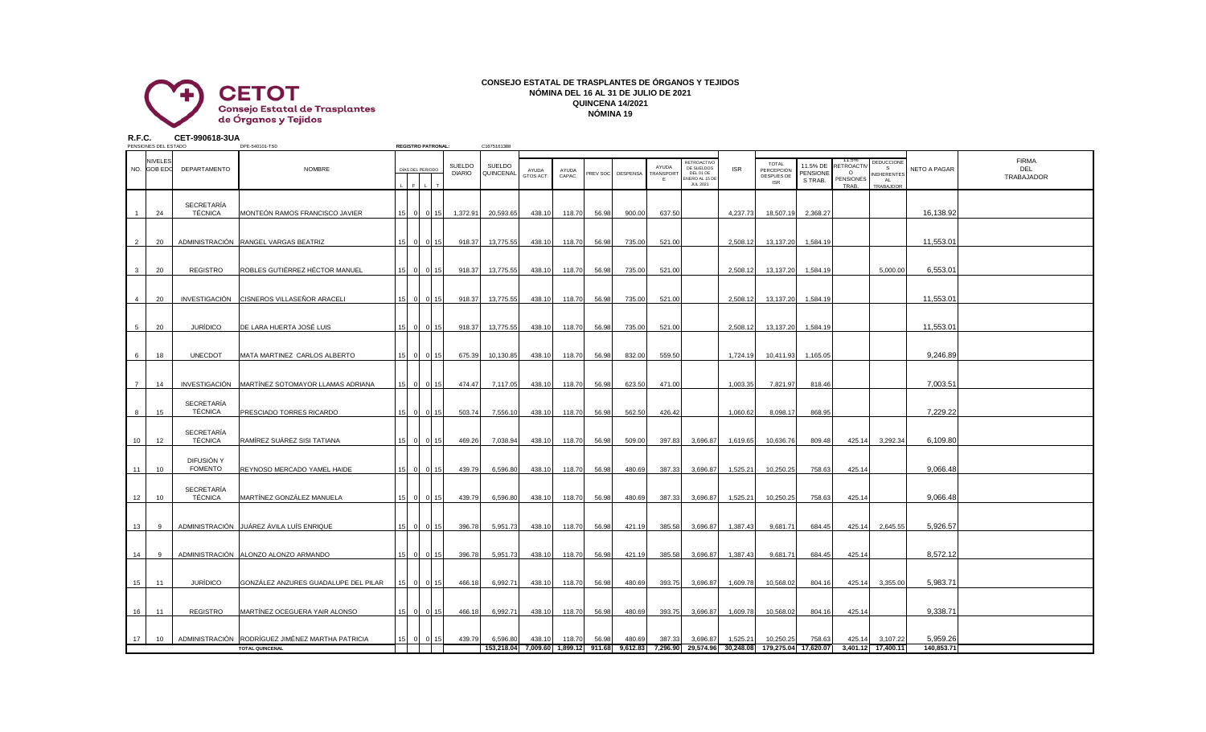**CETOT**
Consejo Estatal de Trasplantes de Órganos y Tejidos

# CONSEJO ESTATAL DE TRASPLANTES DE ÓRGANOS Y TEJIDOS
## NÓMINA DEL 16 AL 31 DE JULIO DE 2021
## QUINCENA 14/2021
## NÓMINA 19

**R.F.C.** CET-990618-3UA

PENSIONES DEL ESTADO DPE-540101-TS0 **REGISTRO PATRONAL:** C1675161388

| NO. | NIVELES GOB EDO | DEPARTAMENTO | NOMBRE | DIAS DEL PERIODO L | F | L | T | SUELDO DIARIO | SUELDO QUINCENAL | AYUDA GTOS ACT. | AYUDA CAPAC. | PREV SOC | DESPENSA | AYUDA TRANSPORTE | RETROACTIVO DE SUELDOS DEL 01 DE ENERO AL 15 DE JUL 2021 | ISR | TOTAL PERCEPCIÓN DESPUES DE ISR | 11.5% DE PENSIONES TRAB. | 11.5% RETROACTIVO PENSIONES TRAB. | DEDUCCIONES INHERENTES AL TRABAJADOR | NETO A PAGAR | FIRMA DEL TRABAJADOR |
|---|---|---|---|---|---|---|---|---|---|---|---|---|---|---|---|---|---|---|---|---|---|---|
| 1 | 24 | SECRETARÍA TÉCNICA | MONTEÓN RAMOS FRANCISCO JAVIER | 15 | 0 | 0 | 15 | 1,372.91 | 20,593.65 | 438.10 | 118.70 | 56.98 | 900.00 | 637.50 | | 4,237.73 | 18,507.19 | 2,368.27 | | | 16,138.92 | |
| 2 | 20 | ADMINISTRACIÓN | RANGEL VARGAS BEATRIZ | 15 | 0 | 0 | 15 | 918.37 | 13,775.55 | 438.10 | 118.70 | 56.98 | 735.00 | 521.00 | | 2,508.12 | 13,137.20 | 1,584.19 | | | 11,553.01 | |
| 3 | 20 | REGISTRO | ROBLES GUTIÉRREZ HÉCTOR MANUEL | 15 | 0 | 0 | 15 | 918.37 | 13,775.55 | 438.10 | 118.70 | 56.98 | 735.00 | 521.00 | | 2,508.12 | 13,137.20 | 1,584.19 | | 5,000.00 | 6,553.01 | |
| 4 | 20 | INVESTIGACIÓN | CISNEROS VILLASEÑOR ARACELI | 15 | 0 | 0 | 15 | 918.37 | 13,775.55 | 438.10 | 118.70 | 56.98 | 735.00 | 521.00 | | 2,508.12 | 13,137.20 | 1,584.19 | | | 11,553.01 | |
| 5 | 20 | JURÍDICO | DE LARA HUERTA JOSÉ LUIS | 15 | 0 | 0 | 15 | 918.37 | 13,775.55 | 438.10 | 118.70 | 56.98 | 735.00 | 521.00 | | 2,508.12 | 13,137.20 | 1,584.19 | | | 11,553.01 | |
| 6 | 18 | UNECDOT | MATA MARTINEZ CARLOS ALBERTO | 15 | 0 | 0 | 15 | 675.39 | 10,130.85 | 438.10 | 118.70 | 56.98 | 832.00 | 559.50 | | 1,724.19 | 10,411.93 | 1,165.05 | | | 9,246.89 | |
| 7 | 14 | INVESTIGACIÓN | MARTÍNEZ SOTOMAYOR LLAMAS ADRIANA | 15 | 0 | 0 | 15 | 474.47 | 7,117.05 | 438.10 | 118.70 | 56.98 | 623.50 | 471.00 | | 1,003.35 | 7,821.97 | 818.46 | | | 7,003.51 | |
| 8 | 15 | SECRETARÍA TÉCNICA | PRESCIADO TORRES RICARDO | 15 | 0 | 0 | 15 | 503.74 | 7,556.10 | 438.10 | 118.70 | 56.98 | 562.50 | 426.42 | | 1,060.62 | 8,098.17 | 868.95 | | | 7,229.22 | |
| 10 | 12 | SECRETARÍA TÉCNICA | RAMÍREZ SUÁREZ SISI TATIANA | 15 | 0 | 0 | 15 | 469.26 | 7,038.94 | 438.10 | 118.70 | 56.98 | 509.00 | 397.83 | 3,696.87 | 1,619.65 | 10,636.76 | 809.48 | 425.14 | 3,292.34 | 6,109.80 | |
| 11 | 10 | DIFUSIÓN Y FOMENTO | REYNOSO MERCADO YAMEL HAIDE | 15 | 0 | 0 | 15 | 439.79 | 6,596.80 | 438.10 | 118.70 | 56.98 | 480.69 | 387.33 | 3,696.87 | 1,525.21 | 10,250.25 | 758.63 | 425.14 | | 9,066.48 | |
| 12 | 10 | SECRETARÍA TÉCNICA | MARTÍNEZ GONZÁLEZ MANUELA | 15 | 0 | 0 | 15 | 439.79 | 6,596.80 | 438.10 | 118.70 | 56.98 | 480.69 | 387.33 | 3,696.87 | 1,525.21 | 10,250.25 | 758.63 | 425.14 | | 9,066.48 | |
| 13 | 9 | ADMINISTRACIÓN | JUÁREZ ÁVILA LUÍS ENRIQUE | 15 | 0 | 0 | 15 | 396.78 | 5,951.73 | 438.10 | 118.70 | 56.98 | 421.19 | 385.58 | 3,696.87 | 1,387.43 | 9,681.71 | 684.45 | 425.14 | 2,645.55 | 5,926.57 | |
| 14 | 9 | ADMINISTRACIÓN | ALONZO ALONZO ARMANDO | 15 | 0 | 0 | 15 | 396.78 | 5,951.73 | 438.10 | 118.70 | 56.98 | 421.19 | 385.58 | 3,696.87 | 1,387.43 | 9,681.71 | 684.45 | 425.14 | | 8,572.12 | |
| 15 | 11 | JURÍDICO | GONZÁLEZ ANZURES GUADALUPE DEL PILAR | 15 | 0 | 0 | 15 | 466.18 | 6,992.71 | 438.10 | 118.70 | 56.98 | 480.69 | 393.75 | 3,696.87 | 1,609.78 | 10,568.02 | 804.16 | 425.14 | 3,355.00 | 5,983.71 | |
| 16 | 11 | REGISTRO | MARTÍNEZ OCEGUERA YAIR ALONSO | 15 | 0 | 0 | 15 | 466.18 | 6,992.71 | 438.10 | 118.70 | 56.98 | 480.69 | 393.75 | 3,696.87 | 1,609.78 | 10,568.02 | 804.16 | 425.14 | | 9,338.71 | |
| 17 | 10 | ADMINISTRACIÓN | RODRÍGUEZ JIMÉNEZ MARTHA PATRICIA | 15 | 0 | 0 | 15 | 439.79 | 6,596.80 | 438.10 | 118.70 | 56.98 | 480.69 | 387.33 | 3,696.87 | 1,525.21 | 10,250.25 | 758.63 | 425.14 | 3,107.22 | 5,959.26 | |
| | | | TOTAL QUINCENAL | | | | | | 153,218.04 | 7,009.60 | 1,899.12 | 911.68 | 9,612.83 | 7,296.90 | 29,574.96 | 30,248.08 | 179,275.04 | 17,620.07 | 3,401.12 | 17,400.11 | 140,853.71 | |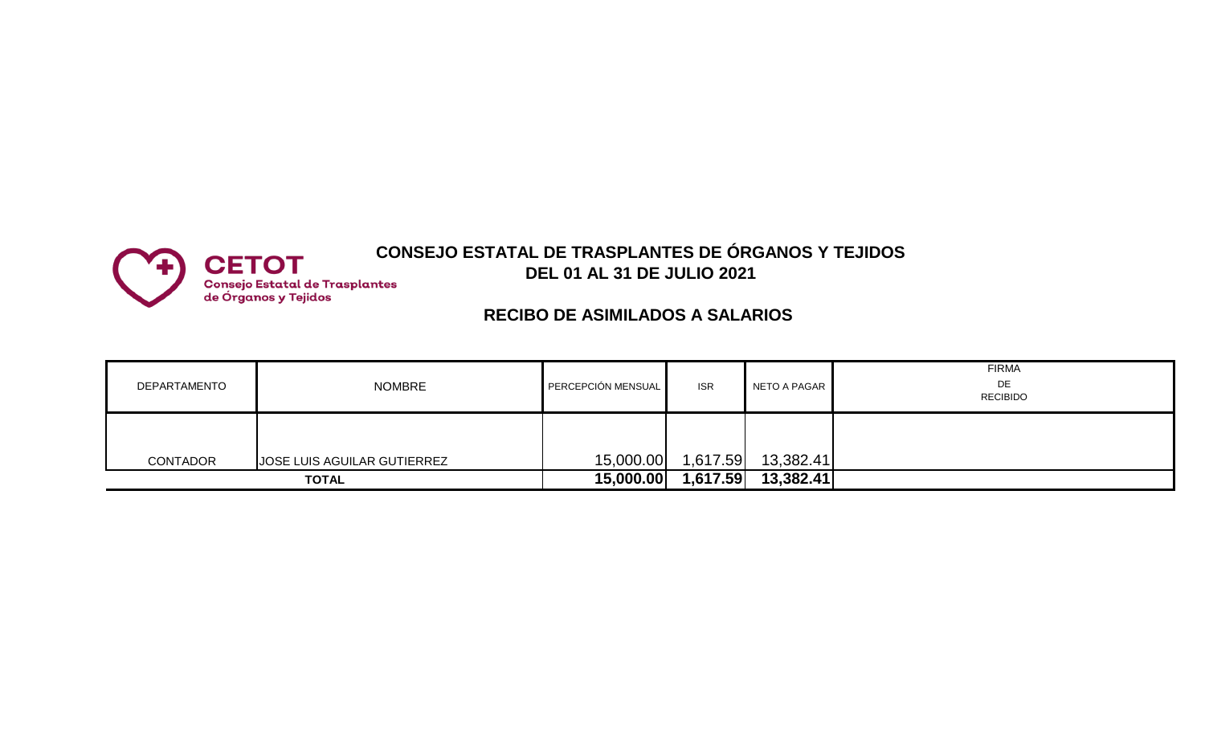CETOT
Consejo Estatal de Trasplantes de Órganos y Tejidos

# CONSEJO ESTATAL DE TRASPLANTES DE ÓRGANOS Y TEJIDOS
## DEL 01 AL 31 DE JULIO 2021

## RECIBO DE ASIMILADOS A SALARIOS

| DEPARTAMENTO | NOMBRE | PERCEPCIÓN MENSUAL | ISR | NETO A PAGAR | FIRMA DE RECIBIDO |
|---|---|---|---|---|---|
| CONTADOR | JOSE LUIS AGUILAR GUTIERREZ | 15,000.00 | 1,617.59 | 13,382.41 | |
| **TOTAL** | | **15,000.00** | **1,617.59** | **13,382.41** | |